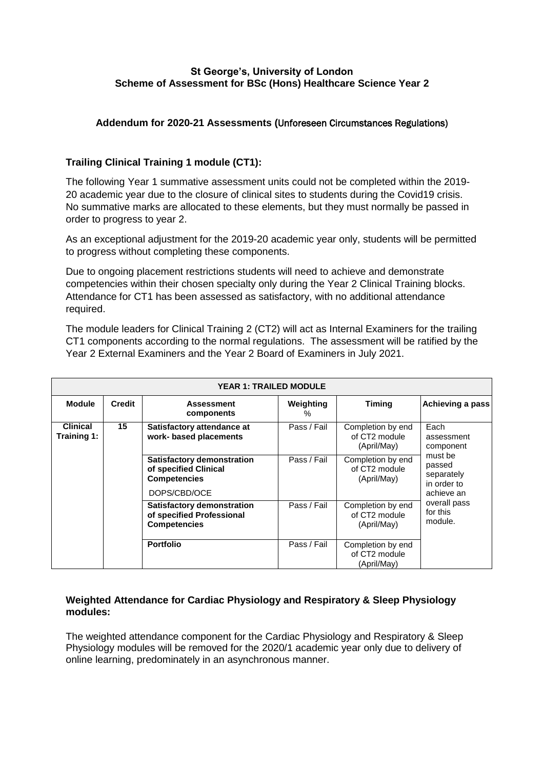**St George's, University of London**
**Scheme of Assessment for BSc (Hons) Healthcare Science Year 2**

**Addendum for 2020-21 Assessments (Unforeseen Circumstances Regulations)**

**Trailing Clinical Training 1 module (CT1):**

The following Year 1 summative assessment units could not be completed within the 2019-20 academic year due to the closure of clinical sites to students during the Covid19 crisis. No summative marks are allocated to these elements, but they must normally be passed in order to progress to year 2.

As an exceptional adjustment for the 2019-20 academic year only, students will be permitted to progress without completing these components.

Due to ongoing placement restrictions students will need to achieve and demonstrate competencies within their chosen specialty only during the Year 2 Clinical Training blocks. Attendance for CT1 has been assessed as satisfactory, with no additional attendance required.

The module leaders for Clinical Training 2 (CT2) will act as Internal Examiners for the trailing CT1 components according to the normal regulations. The assessment will be ratified by the Year 2 External Examiners and the Year 2 Board of Examiners in July 2021.

| YEAR 1: TRAILED MODULE | | | | | |
|---|---|---|---|---|---|
| **Module** | **Credit** | **Assessment components** | **Weighting %** | **Timing** | **Achieving a pass** |
| **Clinical Training 1:** | **15** | **Satisfactory attendance at work- based placements** | Pass / Fail | Completion by end of CT2 module (April/May) | Each assessment component must be passed separately in order to achieve an overall pass for this module. |
| | | **Satisfactory demonstration of specified Clinical Competencies** DOPS/CBD/OCE | Pass / Fail | Completion by end of CT2 module (April/May) | |
| | | **Satisfactory demonstration of specified Professional Competencies** | Pass / Fail | Completion by end of CT2 module (April/May) | |
| | | **Portfolio** | Pass / Fail | Completion by end of CT2 module (April/May) | |

**Weighted Attendance for Cardiac Physiology and Respiratory & Sleep Physiology modules:**

The weighted attendance component for the Cardiac Physiology and Respiratory & Sleep Physiology modules will be removed for the 2020/1 academic year only due to delivery of online learning, predominately in an asynchronous manner.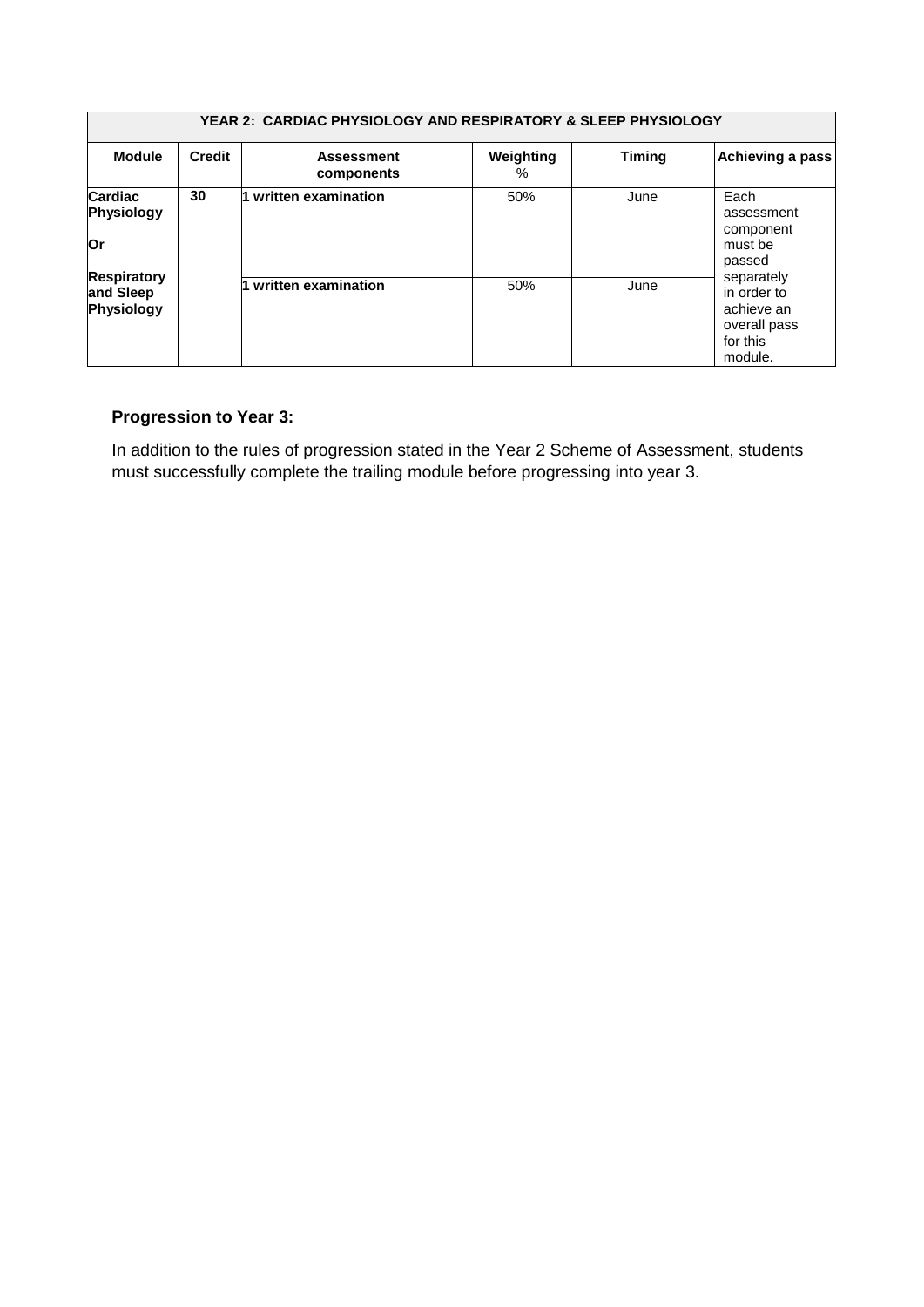| YEAR 2: CARDIAC PHYSIOLOGY AND RESPIRATORY & SLEEP PHYSIOLOGY | | | | | |
|---|---|---|---|---|---|
| **Module** | **Credit** | **Assessment components** | **Weighting %** | **Timing** | **Achieving a pass** |
| **Cardiac Physiology**<br><br>**Or**<br><br>**Respiratory and Sleep Physiology** | **30** | **1 written examination** | 50% | June | Each assessment component must be passed separately in order to achieve an overall pass for this module. |
| | | **1 written examination** | 50% | June | |

**Progression to Year 3:**

In addition to the rules of progression stated in the Year 2 Scheme of Assessment, students must successfully complete the trailing module before progressing into year 3.